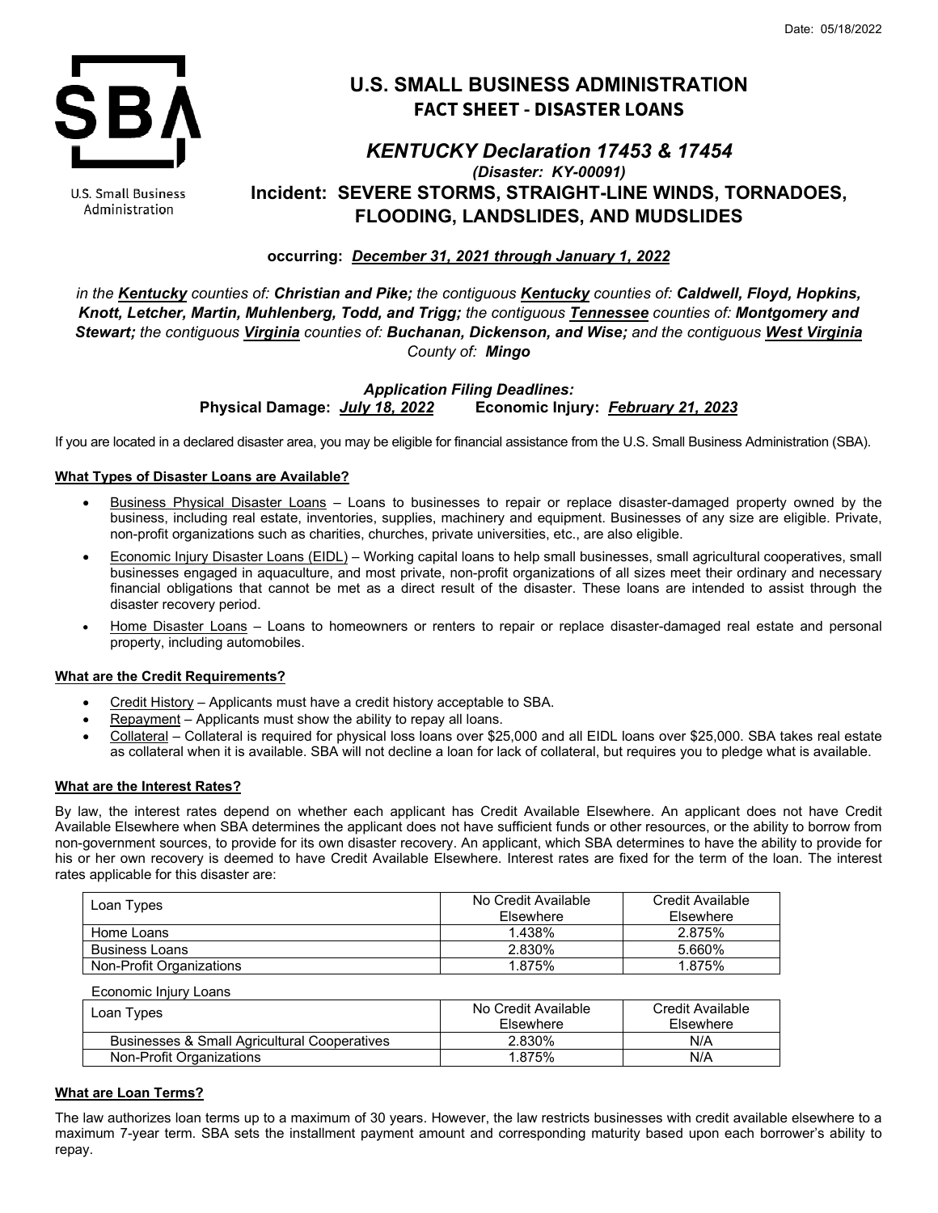Date: 05/18/2022

U.S. Small Business Administration

# U.S. SMALL BUSINESS ADMINISTRATION
## FACT SHEET - DISASTER LOANS

## *KENTUCKY Declaration 17453 & 17454*
### *(Disaster: KY-00091)*
### Incident: SEVERE STORMS, STRAIGHT-LINE WINDS, TORNADOES, FLOODING, LANDSLIDES, AND MUDSLIDES

**occurring: *December 31, 2021 through January 1, 2022***

*in the **Kentucky** counties of: **Christian and Pike;** the contiguous **Kentucky** counties of: **Caldwell, Floyd, Hopkins, Knott, Letcher, Martin, Muhlenberg, Todd, and Trigg;** the contiguous **Tennessee** counties of: **Montgomery and Stewart;** the contiguous **Virginia** counties of: **Buchanan, Dickenson, and Wise;** and the contiguous **West Virginia** County of: **Mingo***

***Application Filing Deadlines:***
**Physical Damage: *July 18, 2022*     Economic Injury: *February 21, 2023***

If you are located in a declared disaster area, you may be eligible for financial assistance from the U.S. Small Business Administration (SBA).

**What Types of Disaster Loans are Available?**

- Business Physical Disaster Loans – Loans to businesses to repair or replace disaster-damaged property owned by the business, including real estate, inventories, supplies, machinery and equipment. Businesses of any size are eligible. Private, non-profit organizations such as charities, churches, private universities, etc., are also eligible.
- Economic Injury Disaster Loans (EIDL) – Working capital loans to help small businesses, small agricultural cooperatives, small businesses engaged in aquaculture, and most private, non-profit organizations of all sizes meet their ordinary and necessary financial obligations that cannot be met as a direct result of the disaster. These loans are intended to assist through the disaster recovery period.
- Home Disaster Loans – Loans to homeowners or renters to repair or replace disaster-damaged real estate and personal property, including automobiles.

**What are the Credit Requirements?**

- Credit History – Applicants must have a credit history acceptable to SBA.
- Repayment – Applicants must show the ability to repay all loans.
- Collateral – Collateral is required for physical loss loans over $25,000 and all EIDL loans over $25,000. SBA takes real estate as collateral when it is available. SBA will not decline a loan for lack of collateral, but requires you to pledge what is available.

**What are the Interest Rates?**

By law, the interest rates depend on whether each applicant has Credit Available Elsewhere. An applicant does not have Credit Available Elsewhere when SBA determines the applicant does not have sufficient funds or other resources, or the ability to borrow from non-government sources, to provide for its own disaster recovery. An applicant, which SBA determines to have the ability to provide for his or her own recovery is deemed to have Credit Available Elsewhere. Interest rates are fixed for the term of the loan. The interest rates applicable for this disaster are:

| Loan Types | No Credit Available Elsewhere | Credit Available Elsewhere |
|---|---|---|
| Home Loans | 1.438% | 2.875% |
| Business Loans | 2.830% | 5.660% |
| Non-Profit Organizations | 1.875% | 1.875% |

Economic Injury Loans

| Loan Types | No Credit Available Elsewhere | Credit Available Elsewhere |
|---|---|---|
| Businesses & Small Agricultural Cooperatives | 2.830% | N/A |
| Non-Profit Organizations | 1.875% | N/A |

**What are Loan Terms?**

The law authorizes loan terms up to a maximum of 30 years. However, the law restricts businesses with credit available elsewhere to a maximum 7-year term. SBA sets the installment payment amount and corresponding maturity based upon each borrower's ability to repay.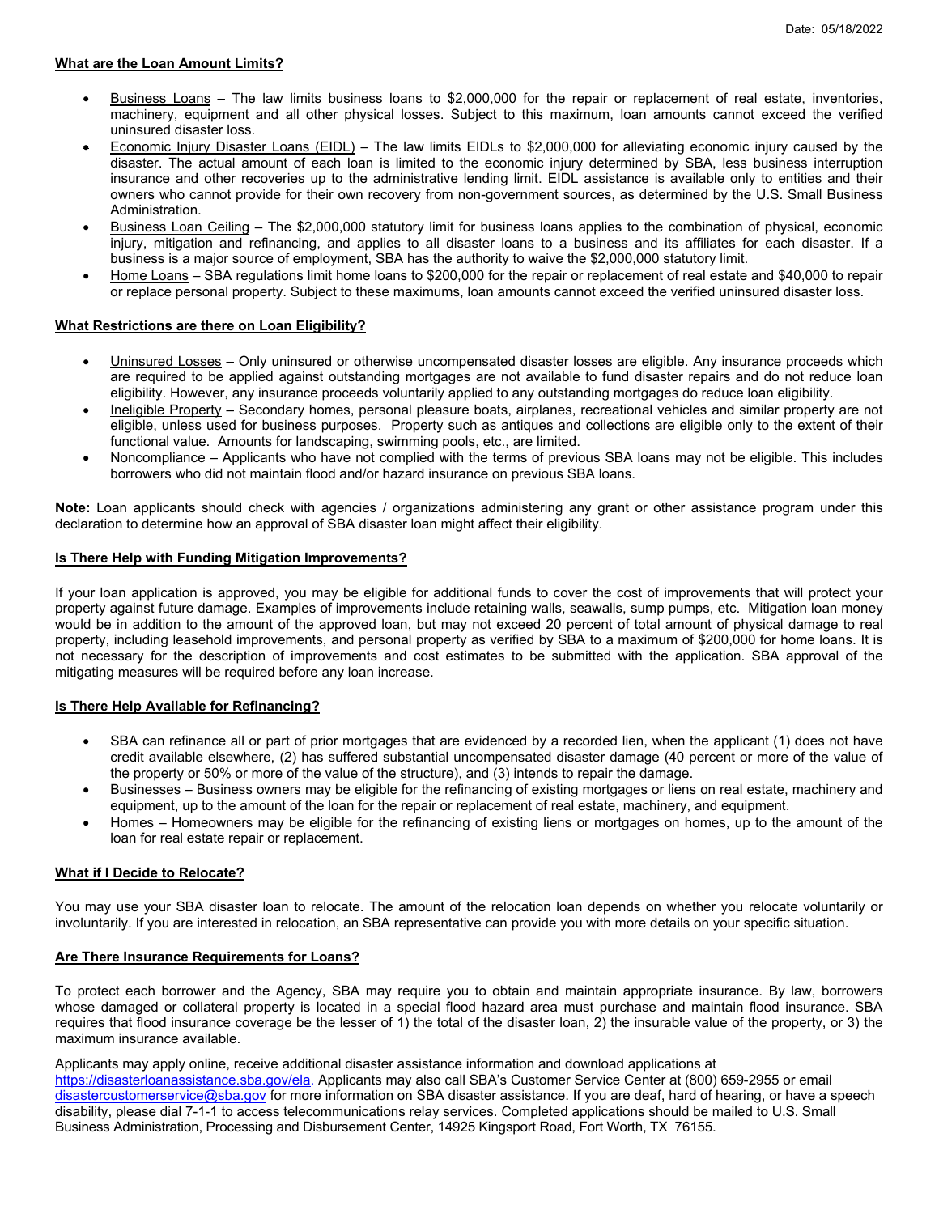Date: 05/18/2022

**What are the Loan Amount Limits?**

- Business Loans – The law limits business loans to $2,000,000 for the repair or replacement of real estate, inventories, machinery, equipment and all other physical losses. Subject to this maximum, loan amounts cannot exceed the verified uninsured disaster loss.
- Economic Injury Disaster Loans (EIDL) – The law limits EIDLs to $2,000,000 for alleviating economic injury caused by the disaster. The actual amount of each loan is limited to the economic injury determined by SBA, less business interruption insurance and other recoveries up to the administrative lending limit. EIDL assistance is available only to entities and their owners who cannot provide for their own recovery from non-government sources, as determined by the U.S. Small Business Administration.
- Business Loan Ceiling – The $2,000,000 statutory limit for business loans applies to the combination of physical, economic injury, mitigation and refinancing, and applies to all disaster loans to a business and its affiliates for each disaster. If a business is a major source of employment, SBA has the authority to waive the $2,000,000 statutory limit.
- Home Loans – SBA regulations limit home loans to $200,000 for the repair or replacement of real estate and $40,000 to repair or replace personal property. Subject to these maximums, loan amounts cannot exceed the verified uninsured disaster loss.

**What Restrictions are there on Loan Eligibility?**

- Uninsured Losses – Only uninsured or otherwise uncompensated disaster losses are eligible. Any insurance proceeds which are required to be applied against outstanding mortgages are not available to fund disaster repairs and do not reduce loan eligibility. However, any insurance proceeds voluntarily applied to any outstanding mortgages do reduce loan eligibility.
- Ineligible Property – Secondary homes, personal pleasure boats, airplanes, recreational vehicles and similar property are not eligible, unless used for business purposes. Property such as antiques and collections are eligible only to the extent of their functional value. Amounts for landscaping, swimming pools, etc., are limited.
- Noncompliance – Applicants who have not complied with the terms of previous SBA loans may not be eligible. This includes borrowers who did not maintain flood and/or hazard insurance on previous SBA loans.

**Note:** Loan applicants should check with agencies / organizations administering any grant or other assistance program under this declaration to determine how an approval of SBA disaster loan might affect their eligibility.

**Is There Help with Funding Mitigation Improvements?**

If your loan application is approved, you may be eligible for additional funds to cover the cost of improvements that will protect your property against future damage. Examples of improvements include retaining walls, seawalls, sump pumps, etc. Mitigation loan money would be in addition to the amount of the approved loan, but may not exceed 20 percent of total amount of physical damage to real property, including leasehold improvements, and personal property as verified by SBA to a maximum of $200,000 for home loans. It is not necessary for the description of improvements and cost estimates to be submitted with the application. SBA approval of the mitigating measures will be required before any loan increase.

**Is There Help Available for Refinancing?**

- SBA can refinance all or part of prior mortgages that are evidenced by a recorded lien, when the applicant (1) does not have credit available elsewhere, (2) has suffered substantial uncompensated disaster damage (40 percent or more of the value of the property or 50% or more of the value of the structure), and (3) intends to repair the damage.
- Businesses – Business owners may be eligible for the refinancing of existing mortgages or liens on real estate, machinery and equipment, up to the amount of the loan for the repair or replacement of real estate, machinery, and equipment.
- Homes – Homeowners may be eligible for the refinancing of existing liens or mortgages on homes, up to the amount of the loan for real estate repair or replacement.

**What if I Decide to Relocate?**

You may use your SBA disaster loan to relocate. The amount of the relocation loan depends on whether you relocate voluntarily or involuntarily. If you are interested in relocation, an SBA representative can provide you with more details on your specific situation.

**Are There Insurance Requirements for Loans?**

To protect each borrower and the Agency, SBA may require you to obtain and maintain appropriate insurance. By law, borrowers whose damaged or collateral property is located in a special flood hazard area must purchase and maintain flood insurance. SBA requires that flood insurance coverage be the lesser of 1) the total of the disaster loan, 2) the insurable value of the property, or 3) the maximum insurance available.

Applicants may apply online, receive additional disaster assistance information and download applications at https://disasterloanassistance.sba.gov/ela. Applicants may also call SBA's Customer Service Center at (800) 659-2955 or email disastercustomerservice@sba.gov for more information on SBA disaster assistance. If you are deaf, hard of hearing, or have a speech disability, please dial 7-1-1 to access telecommunications relay services. Completed applications should be mailed to U.S. Small Business Administration, Processing and Disbursement Center, 14925 Kingsport Road, Fort Worth, TX 76155.